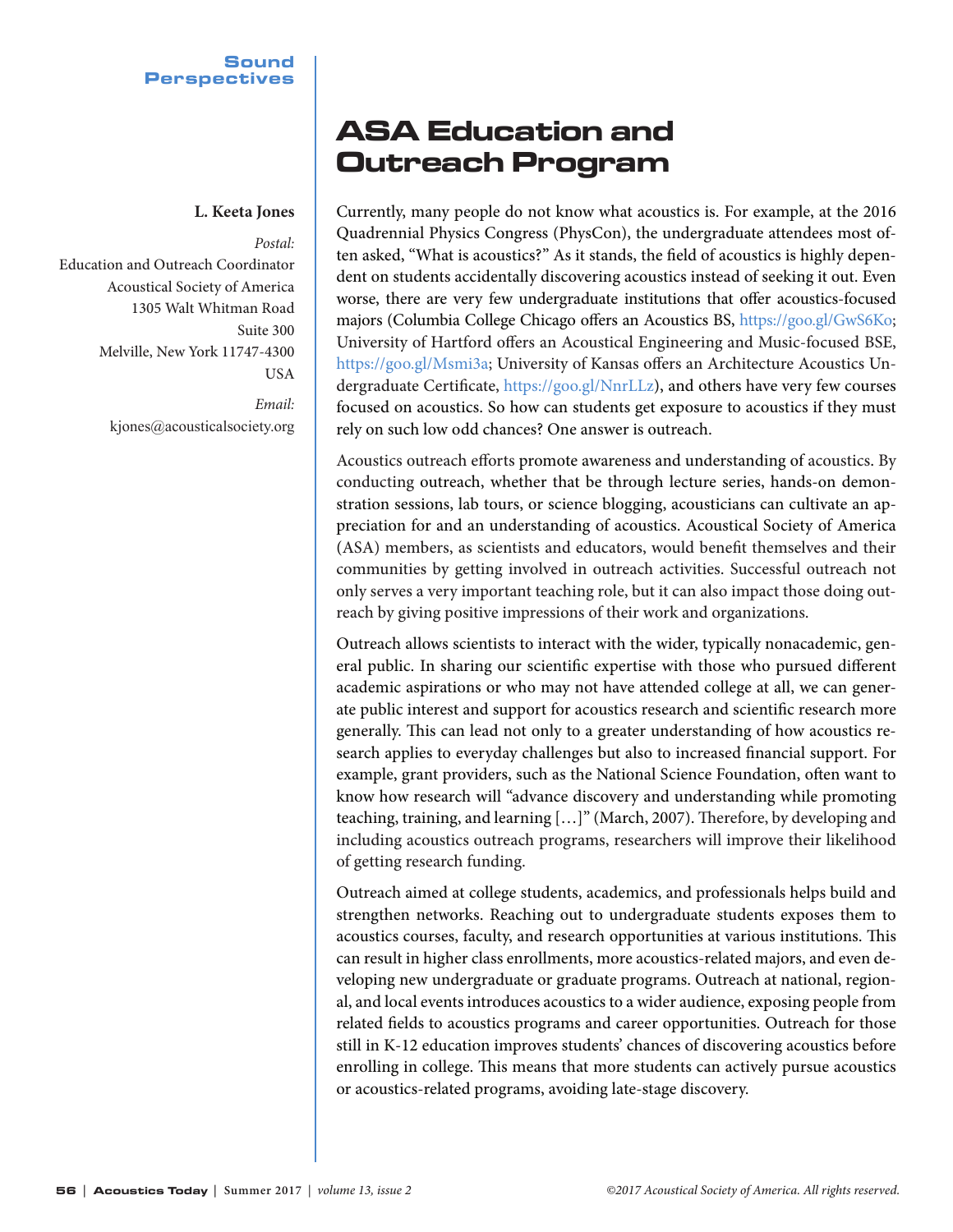Sound Perspectives

# ASA Education and Outreach Program

**L. Keeta Jones**

*Postal:*
Education and Outreach Coordinator
Acoustical Society of America
1305 Walt Whitman Road
Suite 300
Melville, New York 11747-4300
USA

*Email:*
kjones@acousticalsociety.org

Currently, many people do not know what acoustics is. For example, at the 2016 Quadrennial Physics Congress (PhysCon), the undergraduate attendees most often asked, "What is acoustics?" As it stands, the field of acoustics is highly dependent on students accidentally discovering acoustics instead of seeking it out. Even worse, there are very few undergraduate institutions that offer acoustics-focused majors (Columbia College Chicago offers an Acoustics BS, https://goo.gl/GwS6Ko; University of Hartford offers an Acoustical Engineering and Music-focused BSE, https://goo.gl/Msmi3a; University of Kansas offers an Architecture Acoustics Undergraduate Certificate, https://goo.gl/NnrLLz), and others have very few courses focused on acoustics. So how can students get exposure to acoustics if they must rely on such low odd chances? One answer is outreach.

Acoustics outreach efforts promote awareness and understanding of acoustics. By conducting outreach, whether that be through lecture series, hands-on demonstration sessions, lab tours, or science blogging, acousticians can cultivate an appreciation for and an understanding of acoustics. Acoustical Society of America (ASA) members, as scientists and educators, would benefit themselves and their communities by getting involved in outreach activities. Successful outreach not only serves a very important teaching role, but it can also impact those doing outreach by giving positive impressions of their work and organizations.

Outreach allows scientists to interact with the wider, typically nonacademic, general public. In sharing our scientific expertise with those who pursued different academic aspirations or who may not have attended college at all, we can generate public interest and support for acoustics research and scientific research more generally. This can lead not only to a greater understanding of how acoustics research applies to everyday challenges but also to increased financial support. For example, grant providers, such as the National Science Foundation, often want to know how research will "advance discovery and understanding while promoting teaching, training, and learning […]" (March, 2007). Therefore, by developing and including acoustics outreach programs, researchers will improve their likelihood of getting research funding.

Outreach aimed at college students, academics, and professionals helps build and strengthen networks. Reaching out to undergraduate students exposes them to acoustics courses, faculty, and research opportunities at various institutions. This can result in higher class enrollments, more acoustics-related majors, and even developing new undergraduate or graduate programs. Outreach at national, regional, and local events introduces acoustics to a wider audience, exposing people from related fields to acoustics programs and career opportunities. Outreach for those still in K-12 education improves students' chances of discovering acoustics before enrolling in college. This means that more students can actively pursue acoustics or acoustics-related programs, avoiding late-stage discovery.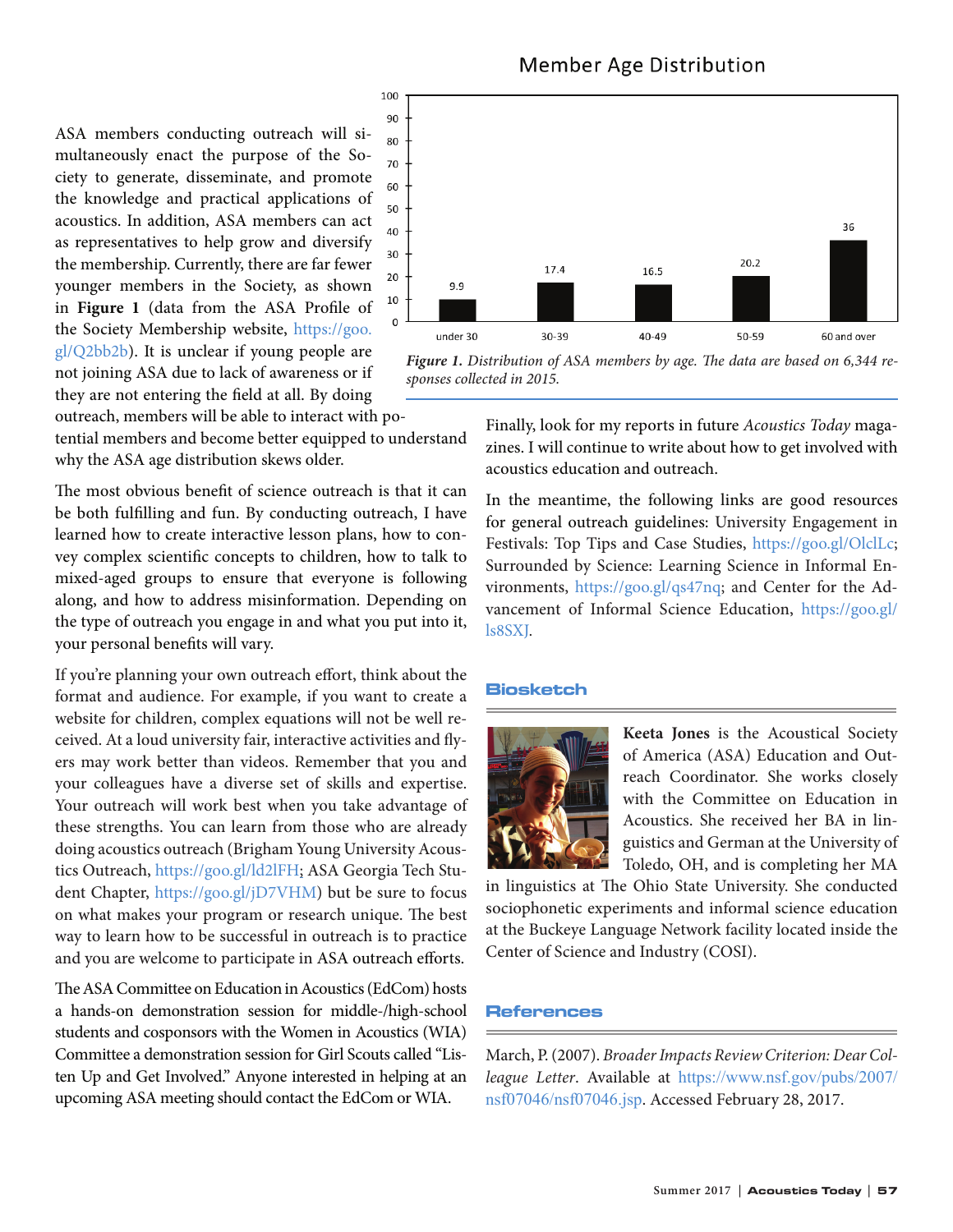ASA members conducting outreach will simultaneously enact the purpose of the Society to generate, disseminate, and promote the knowledge and practical applications of acoustics. In addition, ASA members can act as representatives to help grow and diversify the membership. Currently, there are far fewer younger members in the Society, as shown in **Figure 1** (data from the ASA Profile of the Society Membership website, https://goo.gl/Q2bb2b). It is unclear if young people are not joining ASA due to lack of awareness or if they are not entering the field at all. By doing outreach, members will be able to interact with potential members and become better equipped to understand why the ASA age distribution skews older.

Member Age Distribution

100
90
80
70
60
50
40
30
20
10
0

9.9
17.4
16.5
20.2
36

under 30
30-39
40-49
50-59
60 and over

***Figure 1.*** *Distribution of ASA members by age. The data are based on 6,344 responses collected in 2015.*

The most obvious benefit of science outreach is that it can be both fulfilling and fun. By conducting outreach, I have learned how to create interactive lesson plans, how to convey complex scientific concepts to children, how to talk to mixed-aged groups to ensure that everyone is following along, and how to address misinformation. Depending on the type of outreach you engage in and what you put into it, your personal benefits will vary.

If you're planning your own outreach effort, think about the format and audience. For example, if you want to create a website for children, complex equations will not be well received. At a loud university fair, interactive activities and flyers may work better than videos. Remember that you and your colleagues have a diverse set of skills and expertise. Your outreach will work best when you take advantage of these strengths. You can learn from those who are already doing acoustics outreach (Brigham Young University Acoustics Outreach, https://goo.gl/ld2lFH; ASA Georgia Tech Student Chapter, https://goo.gl/jD7VHM) but be sure to focus on what makes your program or research unique. The best way to learn how to be successful in outreach is to practice and you are welcome to participate in ASA outreach efforts.

The ASA Committee on Education in Acoustics (EdCom) hosts a hands-on demonstration session for middle-/high-school students and cosponsors with the Women in Acoustics (WIA) Committee a demonstration session for Girl Scouts called "Listen Up and Get Involved." Anyone interested in helping at an upcoming ASA meeting should contact the EdCom or WIA.

Finally, look for my reports in future *Acoustics Today* magazines. I will continue to write about how to get involved with acoustics education and outreach.

In the meantime, the following links are good resources for general outreach guidelines: University Engagement in Festivals: Top Tips and Case Studies, https://goo.gl/OlclLc; Surrounded by Science: Learning Science in Informal Environments, https://goo.gl/qs47nq; and Center for the Advancement of Informal Science Education, https://goo.gl/ls8SXJ.

## Biosketch

**Keeta Jones** is the Acoustical Society of America (ASA) Education and Outreach Coordinator. She works closely with the Committee on Education in Acoustics. She received her BA in linguistics and German at the University of Toledo, OH, and is completing her MA in linguistics at The Ohio State University. She conducted sociophonetic experiments and informal science education at the Buckeye Language Network facility located inside the Center of Science and Industry (COSI).

## References

March, P. (2007). *Broader Impacts Review Criterion: Dear Colleague Letter*. Available at https://www.nsf.gov/pubs/2007/nsf07046/nsf07046.jsp. Accessed February 28, 2017.